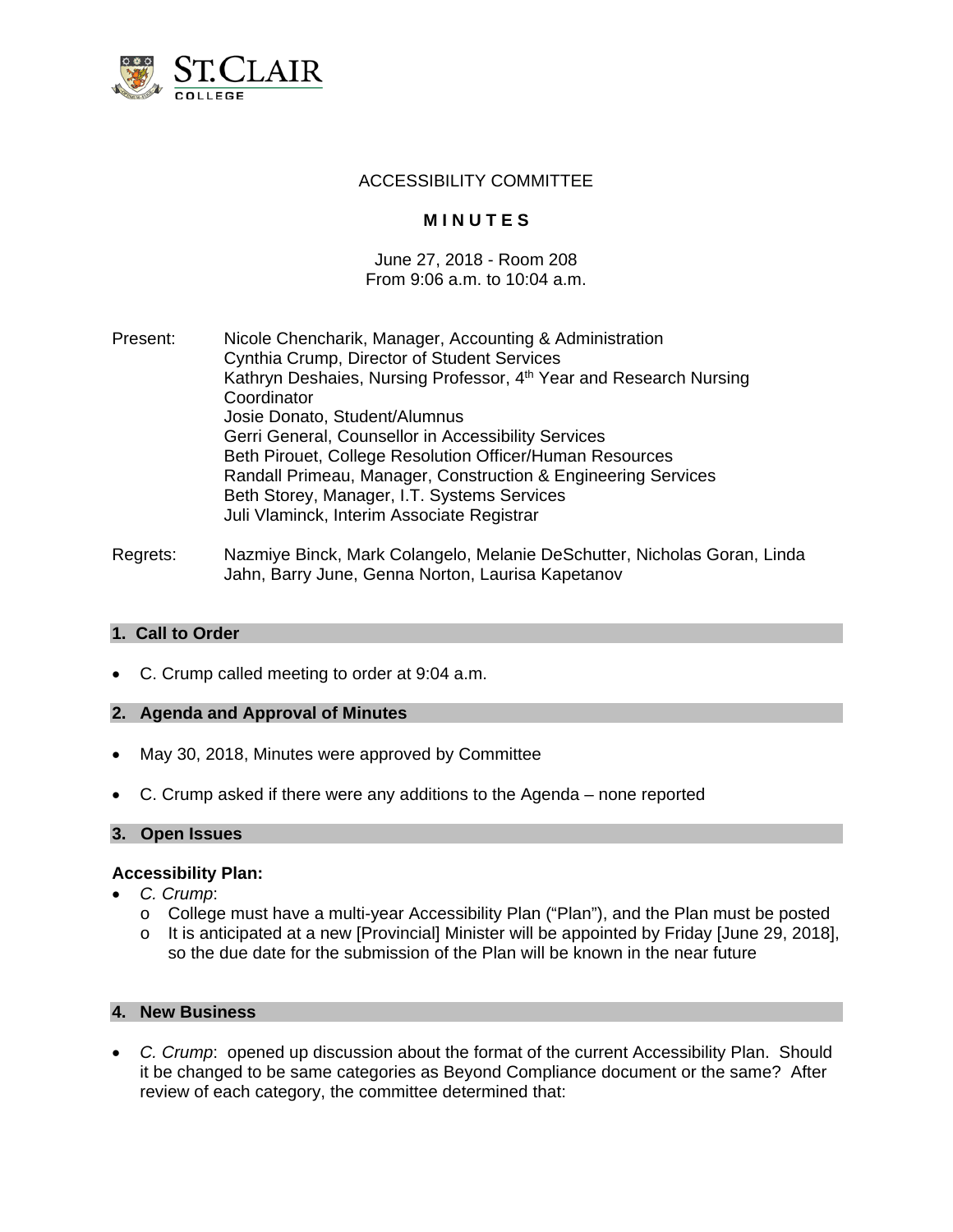ACCESSIBILITY COMMITTEE

**M I N U T E S**

June 27, 2018 - Room 208
From 9:06 a.m. to 10:04 a.m.

Present: Nicole Chencharik, Manager, Accounting & Administration
Cynthia Crump, Director of Student Services
Kathryn Deshaies, Nursing Professor, 4th Year and Research Nursing Coordinator
Josie Donato, Student/Alumnus
Gerri General, Counsellor in Accessibility Services
Beth Pirouet, College Resolution Officer/Human Resources
Randall Primeau, Manager, Construction & Engineering Services
Beth Storey, Manager, I.T. Systems Services
Juli Vlaminck, Interim Associate Registrar

Regrets: Nazmiye Binck, Mark Colangelo, Melanie DeSchutter, Nicholas Goran, Linda Jahn, Barry June, Genna Norton, Laurisa Kapetanov

## 1. Call to Order

- C. Crump called meeting to order at 9:04 a.m.

## 2. Agenda and Approval of Minutes

- May 30, 2018, Minutes were approved by Committee
- C. Crump asked if there were any additions to the Agenda – none reported

## 3. Open Issues

**Accessibility Plan:**

- *C. Crump*:
  - College must have a multi-year Accessibility Plan ("Plan"), and the Plan must be posted
  - It is anticipated at a new [Provincial] Minister will be appointed by Friday [June 29, 2018], so the due date for the submission of the Plan will be known in the near future

## 4. New Business

- *C. Crump*: opened up discussion about the format of the current Accessibility Plan. Should it be changed to be same categories as Beyond Compliance document or the same? After review of each category, the committee determined that: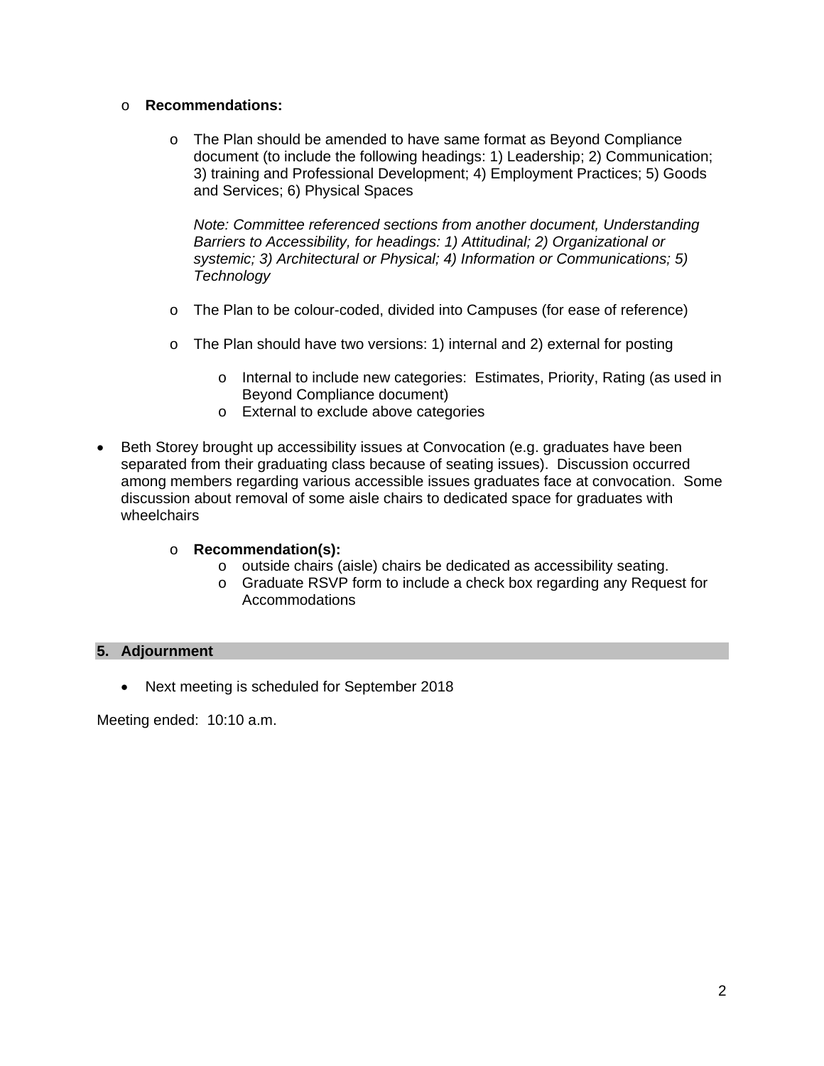- **Recommendations:**

  - The Plan should be amended to have same format as Beyond Compliance document (to include the following headings: 1) Leadership; 2) Communication; 3) training and Professional Development; 4) Employment Practices; 5) Goods and Services; 6) Physical Spaces

    *Note: Committee referenced sections from another document, Understanding Barriers to Accessibility, for headings: 1) Attitudinal; 2) Organizational or systemic; 3) Architectural or Physical; 4) Information or Communications; 5) Technology*

  - The Plan to be colour-coded, divided into Campuses (for ease of reference)

  - The Plan should have two versions: 1) internal and 2) external for posting

    - Internal to include new categories: Estimates, Priority, Rating (as used in Beyond Compliance document)
    - External to exclude above categories

- Beth Storey brought up accessibility issues at Convocation (e.g. graduates have been separated from their graduating class because of seating issues). Discussion occurred among members regarding various accessible issues graduates face at convocation. Some discussion about removal of some aisle chairs to dedicated space for graduates with wheelchairs

  - **Recommendation(s):**
    - outside chairs (aisle) chairs be dedicated as accessibility seating.
    - Graduate RSVP form to include a check box regarding any Request for Accommodations

## 5. Adjournment

- Next meeting is scheduled for September 2018

Meeting ended: 10:10 a.m.